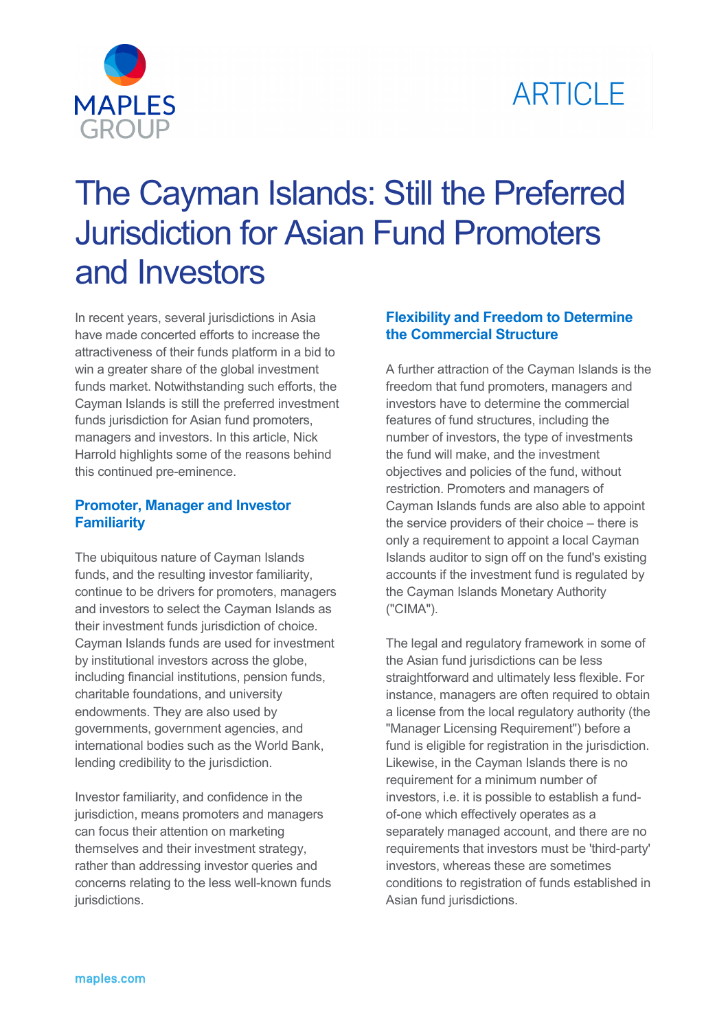# The Cayman Islands: Still the Preferred Jurisdiction for Asian Fund Promoters and Investors

In recent years, several jurisdictions in Asia have made concerted efforts to increase the attractiveness of their funds platform in a bid to win a greater share of the global investment funds market. Notwithstanding such efforts, the Cayman Islands is still the preferred investment funds jurisdiction for Asian fund promoters, managers and investors. In this article, Nick Harrold highlights some of the reasons behind this continued pre-eminence.

## Promoter, Manager and Investor Familiarity

The ubiquitous nature of Cayman Islands funds, and the resulting investor familiarity, continue to be drivers for promoters, managers and investors to select the Cayman Islands as their investment funds jurisdiction of choice. Cayman Islands funds are used for investment by institutional investors across the globe, including financial institutions, pension funds, charitable foundations, and university endowments. They are also used by governments, government agencies, and international bodies such as the World Bank, lending credibility to the jurisdiction.

Investor familiarity, and confidence in the jurisdiction, means promoters and managers can focus their attention on marketing themselves and their investment strategy, rather than addressing investor queries and concerns relating to the less well-known funds jurisdictions.

## Flexibility and Freedom to Determine the Commercial Structure

A further attraction of the Cayman Islands is the freedom that fund promoters, managers and investors have to determine the commercial features of fund structures, including the number of investors, the type of investments the fund will make, and the investment objectives and policies of the fund, without restriction. Promoters and managers of Cayman Islands funds are also able to appoint the service providers of their choice – there is only a requirement to appoint a local Cayman Islands auditor to sign off on the fund's existing accounts if the investment fund is regulated by the Cayman Islands Monetary Authority ("CIMA").

The legal and regulatory framework in some of the Asian fund jurisdictions can be less straightforward and ultimately less flexible. For instance, managers are often required to obtain a license from the local regulatory authority (the "Manager Licensing Requirement") before a fund is eligible for registration in the jurisdiction. Likewise, in the Cayman Islands there is no requirement for a minimum number of investors, i.e. it is possible to establish a fund-of-one which effectively operates as a separately managed account, and there are no requirements that investors must be 'third-party' investors, whereas these are sometimes conditions to registration of funds established in Asian fund jurisdictions.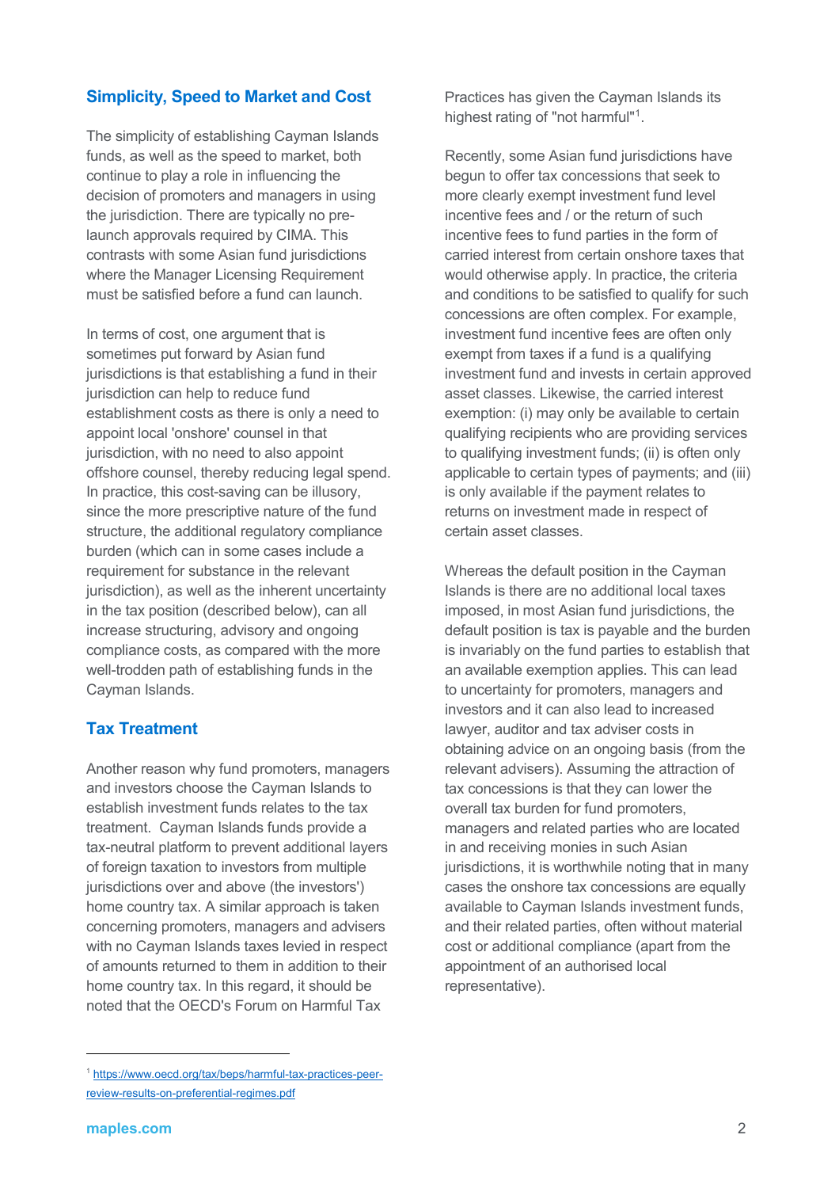## Simplicity, Speed to Market and Cost

The simplicity of establishing Cayman Islands funds, as well as the speed to market, both continue to play a role in influencing the decision of promoters and managers in using the jurisdiction. There are typically no pre-launch approvals required by CIMA. This contrasts with some Asian fund jurisdictions where the Manager Licensing Requirement must be satisfied before a fund can launch.

In terms of cost, one argument that is sometimes put forward by Asian fund jurisdictions is that establishing a fund in their jurisdiction can help to reduce fund establishment costs as there is only a need to appoint local 'onshore' counsel in that jurisdiction, with no need to also appoint offshore counsel, thereby reducing legal spend. In practice, this cost-saving can be illusory, since the more prescriptive nature of the fund structure, the additional regulatory compliance burden (which can in some cases include a requirement for substance in the relevant jurisdiction), as well as the inherent uncertainty in the tax position (described below), can all increase structuring, advisory and ongoing compliance costs, as compared with the more well-trodden path of establishing funds in the Cayman Islands.

## Tax Treatment

Another reason why fund promoters, managers and investors choose the Cayman Islands to establish investment funds relates to the tax treatment. Cayman Islands funds provide a tax-neutral platform to prevent additional layers of foreign taxation to investors from multiple jurisdictions over and above (the investors') home country tax. A similar approach is taken concerning promoters, managers and advisers with no Cayman Islands taxes levied in respect of amounts returned to them in addition to their home country tax. In this regard, it should be noted that the OECD's Forum on Harmful Tax Practices has given the Cayman Islands its highest rating of "not harmful"[1].

Recently, some Asian fund jurisdictions have begun to offer tax concessions that seek to more clearly exempt investment fund level incentive fees and / or the return of such incentive fees to fund parties in the form of carried interest from certain onshore taxes that would otherwise apply. In practice, the criteria and conditions to be satisfied to qualify for such concessions are often complex. For example, investment fund incentive fees are often only exempt from taxes if a fund is a qualifying investment fund and invests in certain approved asset classes. Likewise, the carried interest exemption: (i) may only be available to certain qualifying recipients who are providing services to qualifying investment funds; (ii) is often only applicable to certain types of payments; and (iii) is only available if the payment relates to returns on investment made in respect of certain asset classes.

Whereas the default position in the Cayman Islands is there are no additional local taxes imposed, in most Asian fund jurisdictions, the default position is tax is payable and the burden is invariably on the fund parties to establish that an available exemption applies. This can lead to uncertainty for promoters, managers and investors and it can also lead to increased lawyer, auditor and tax adviser costs in obtaining advice on an ongoing basis (from the relevant advisers). Assuming the attraction of tax concessions is that they can lower the overall tax burden for fund promoters, managers and related parties who are located in and receiving monies in such Asian jurisdictions, it is worthwhile noting that in many cases the onshore tax concessions are equally available to Cayman Islands investment funds, and their related parties, often without material cost or additional compliance (apart from the appointment of an authorised local representative).

---

[1] https://www.oecd.org/tax/beps/harmful-tax-practices-peer-review-results-on-preferential-regimes.pdf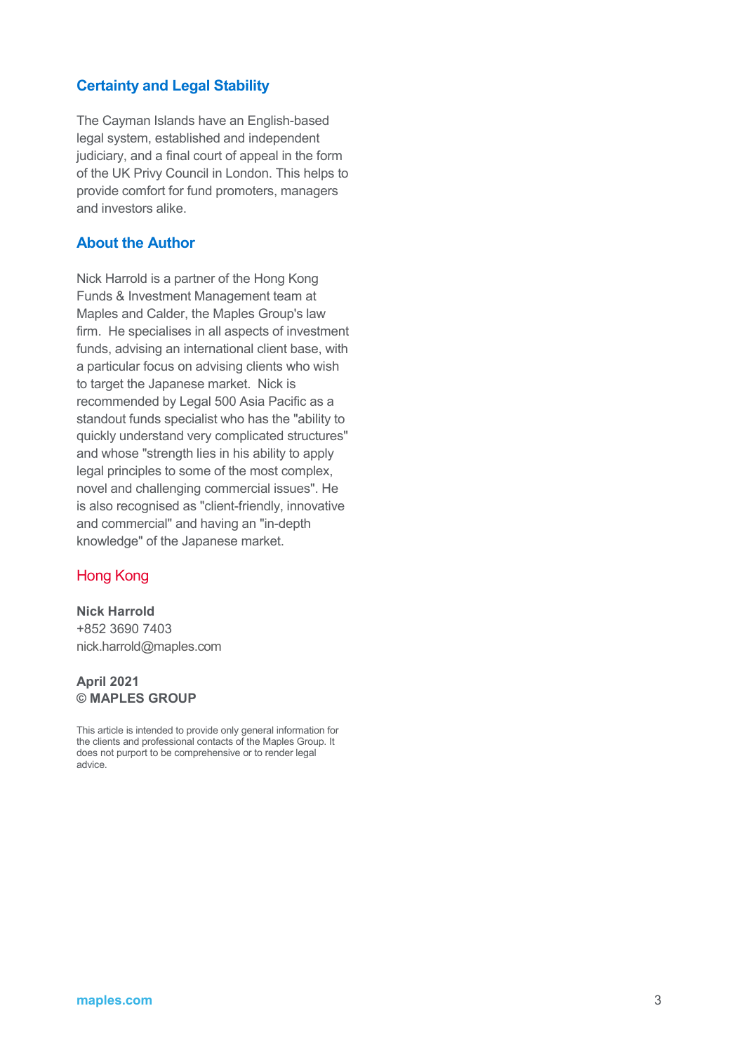## Certainty and Legal Stability

The Cayman Islands have an English-based legal system, established and independent judiciary, and a final court of appeal in the form of the UK Privy Council in London. This helps to provide comfort for fund promoters, managers and investors alike.

## About the Author

Nick Harrold is a partner of the Hong Kong Funds & Investment Management team at Maples and Calder, the Maples Group's law firm. He specialises in all aspects of investment funds, advising an international client base, with a particular focus on advising clients who wish to target the Japanese market. Nick is recommended by Legal 500 Asia Pacific as a standout funds specialist who has the "ability to quickly understand very complicated structures" and whose "strength lies in his ability to apply legal principles to some of the most complex, novel and challenging commercial issues". He is also recognised as "client-friendly, innovative and commercial" and having an "in-depth knowledge" of the Japanese market.

### Hong Kong

**Nick Harrold**
+852 3690 7403
nick.harrold@maples.com

**April 2021**
**© MAPLES GROUP**

This article is intended to provide only general information for the clients and professional contacts of the Maples Group. It does not purport to be comprehensive or to render legal advice.

maples.com